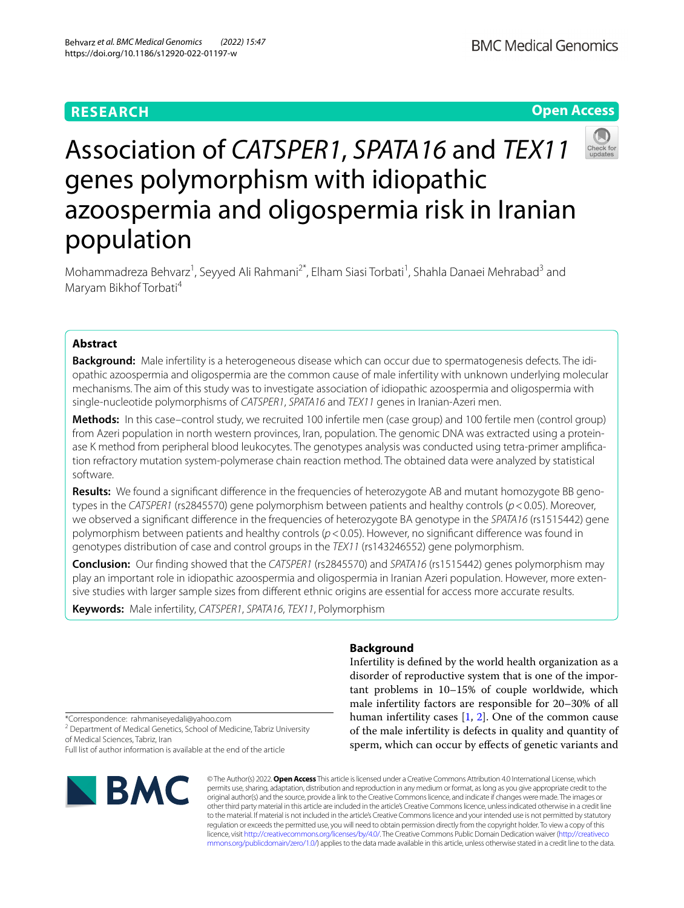RESEARCH

Open Access

# Association of *CATSPER1*, *SPATA16* and *TEX11* genes polymorphism with idiopathic azoospermia and oligospermia risk in Iranian population

Mohammadreza Behvarz[1], Seyyed Ali Rahmani[2*], Elham Siasi Torbati[1], Shahla Danaei Mehrabad[3] and Maryam Bikhof Torbati[4]

## Abstract

**Background:** Male infertility is a heterogeneous disease which can occur due to spermatogenesis defects. The idiopathic azoospermia and oligospermia are the common cause of male infertility with unknown underlying molecular mechanisms. The aim of this study was to investigate association of idiopathic azoospermia and oligospermia with single-nucleotide polymorphisms of *CATSPER1*, *SPATA16* and *TEX11* genes in Iranian-Azeri men.

**Methods:** In this case–control study, we recruited 100 infertile men (case group) and 100 fertile men (control group) from Azeri population in north western provinces, Iran, population. The genomic DNA was extracted using a proteinase K method from peripheral blood leukocytes. The genotypes analysis was conducted using tetra-primer amplification refractory mutation system-polymerase chain reaction method. The obtained data were analyzed by statistical software.

**Results:** We found a significant difference in the frequencies of heterozygote AB and mutant homozygote BB genotypes in the *CATSPER1* (rs2845570) gene polymorphism between patients and healthy controls ($p < 0.05$). Moreover, we observed a significant difference in the frequencies of heterozygote BA genotype in the *SPATA16* (rs1515442) gene polymorphism between patients and healthy controls ($p < 0.05$). However, no significant difference was found in genotypes distribution of case and control groups in the *TEX11* (rs143246552) gene polymorphism.

**Conclusion:** Our finding showed that the *CATSPER1* (rs2845570) and *SPATA16* (rs1515442) genes polymorphism may play an important role in idiopathic azoospermia and oligospermia in Iranian Azeri population. However, more extensive studies with larger sample sizes from different ethnic origins are essential for access more accurate results.

**Keywords:** Male infertility, *CATSPER1*, *SPATA16*, *TEX11*, Polymorphism

## Background

Infertility is defined by the world health organization as a disorder of reproductive system that is one of the important problems in 10–15% of couple worldwide, which male infertility factors are responsible for 20–30% of all human infertility cases [1, 2]. One of the common cause of the male infertility is defects in quality and quantity of sperm, which can occur by effects of genetic variants and

*Correspondence: rahmaniseyedali@yahoo.com
[2] Department of Medical Genetics, School of Medicine, Tabriz University of Medical Sciences, Tabriz, Iran
Full list of author information is available at the end of the article

© The Author(s) 2022. **Open Access** This article is licensed under a Creative Commons Attribution 4.0 International License, which permits use, sharing, adaptation, distribution and reproduction in any medium or format, as long as you give appropriate credit to the original author(s) and the source, provide a link to the Creative Commons licence, and indicate if changes were made. The images or other third party material in this article are included in the article's Creative Commons licence, unless indicated otherwise in a credit line to the material. If material is not included in the article's Creative Commons licence and your intended use is not permitted by statutory regulation or exceeds the permitted use, you will need to obtain permission directly from the copyright holder. To view a copy of this licence, visit http://creativecommons.org/licenses/by/4.0/. The Creative Commons Public Domain Dedication waiver (http://creativecommons.org/publicdomain/zero/1.0/) applies to the data made available in this article, unless otherwise stated in a credit line to the data.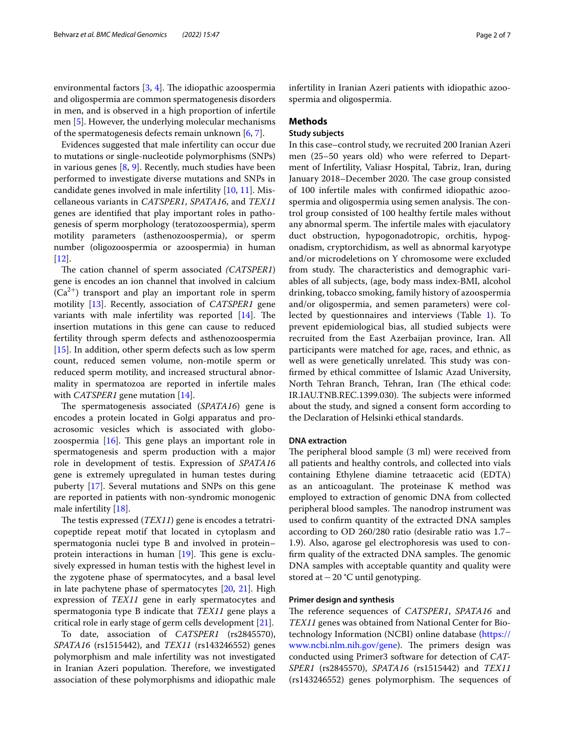environmental factors [3, 4]. The idiopathic azoospermia and oligospermia are common spermatogenesis disorders in men, and is observed in a high proportion of infertile men [5]. However, the underlying molecular mechanisms of the spermatogenesis defects remain unknown [6, 7].

Evidences suggested that male infertility can occur due to mutations or single-nucleotide polymorphisms (SNPs) in various genes [8, 9]. Recently, much studies have been performed to investigate diverse mutations and SNPs in candidate genes involved in male infertility [10, 11]. Miscellaneous variants in *CATSPER1*, *SPATA16*, and *TEX11* genes are identified that play important roles in pathogenesis of sperm morphology (teratozoospermia), sperm motility parameters (asthenozoospermia), or sperm number (oligozoospermia or azoospermia) in human [12].

The cation channel of sperm associated *(CATSPER1)* gene is encodes an ion channel that involved in calcium ($Ca^{2+}$) transport and play an important role in sperm motility [13]. Recently, association of *CATSPER1* gene variants with male infertility was reported [14]. The insertion mutations in this gene can cause to reduced fertility through sperm defects and asthenozoospermia [15]. In addition, other sperm defects such as low sperm count, reduced semen volume, non-motile sperm or reduced sperm motility, and increased structural abnormality in spermatozoa are reported in infertile males with *CATSPER1* gene mutation [14].

The spermatogenesis associated (*SPATA16*) gene is encodes a protein located in Golgi apparatus and proacrosomic vesicles which is associated with globozoospermia [16]. This gene plays an important role in spermatogenesis and sperm production with a major role in development of testis. Expression of *SPATA16* gene is extremely upregulated in human testes during puberty [17]. Several mutations and SNPs on this gene are reported in patients with non-syndromic monogenic male infertility [18].

The testis expressed (*TEX11*) gene is encodes a tetratricopeptide repeat motif that located in cytoplasm and spermatogonia nuclei type B and involved in protein–protein interactions in human [19]. This gene is exclusively expressed in human testis with the highest level in the zygotene phase of spermatocytes, and a basal level in late pachytene phase of spermatocytes [20, 21]. High expression of *TEX11* gene in early spermatocytes and spermatogonia type B indicate that *TEX11* gene plays a critical role in early stage of germ cells development [21].

To date, association of *CATSPER1* (rs2845570), *SPATA16* (rs1515442), and *TEX11* (rs143246552) genes polymorphism and male infertility was not investigated in Iranian Azeri population. Therefore, we investigated association of these polymorphisms and idiopathic male infertility in Iranian Azeri patients with idiopathic azoospermia and oligospermia.

## Methods

### Study subjects

In this case–control study, we recruited 200 Iranian Azeri men (25–50 years old) who were referred to Department of Infertility, Valiasr Hospital, Tabriz, Iran, during January 2018–December 2020. The case group consisted of 100 infertile males with confirmed idiopathic azoospermia and oligospermia using semen analysis. The control group consisted of 100 healthy fertile males without any abnormal sperm. The infertile males with ejaculatory duct obstruction, hypogonadotropic, orchitis, hypogonadism, cryptorchidism, as well as abnormal karyotype and/or microdeletions on Y chromosome were excluded from study. The characteristics and demographic variables of all subjects, (age, body mass index-BMI, alcohol drinking, tobacco smoking, family history of azoospermia and/or oligospermia, and semen parameters) were collected by questionnaires and interviews (Table 1). To prevent epidemiological bias, all studied subjects were recruited from the East Azerbaijan province, Iran. All participants were matched for age, races, and ethnic, as well as were genetically unrelated. This study was confirmed by ethical committee of Islamic Azad University, North Tehran Branch, Tehran, Iran (The ethical code: IR.IAU.TNB.REC.1399.030). The subjects were informed about the study, and signed a consent form according to the Declaration of Helsinki ethical standards.

### DNA extraction

The peripheral blood sample (3 ml) were received from all patients and healthy controls, and collected into vials containing Ethylene diamine tetraacetic acid (EDTA) as an anticoagulant. The proteinase K method was employed to extraction of genomic DNA from collected peripheral blood samples. The nanodrop instrument was used to confirm quantity of the extracted DNA samples according to OD 260/280 ratio (desirable ratio was 1.7–1.9). Also, agarose gel electrophoresis was used to confirm quality of the extracted DNA samples. The genomic DNA samples with acceptable quantity and quality were stored at − 20 °C until genotyping.

### Primer design and synthesis

The reference sequences of *CATSPER1*, *SPATA16* and *TEX11* genes was obtained from National Center for Biotechnology Information (NCBI) online database (https://www.ncbi.nlm.nih.gov/gene). The primers design was conducted using Primer3 software for detection of *CATSPER1* (rs2845570), *SPATA16* (rs1515442) and *TEX11* (rs143246552) genes polymorphism. The sequences of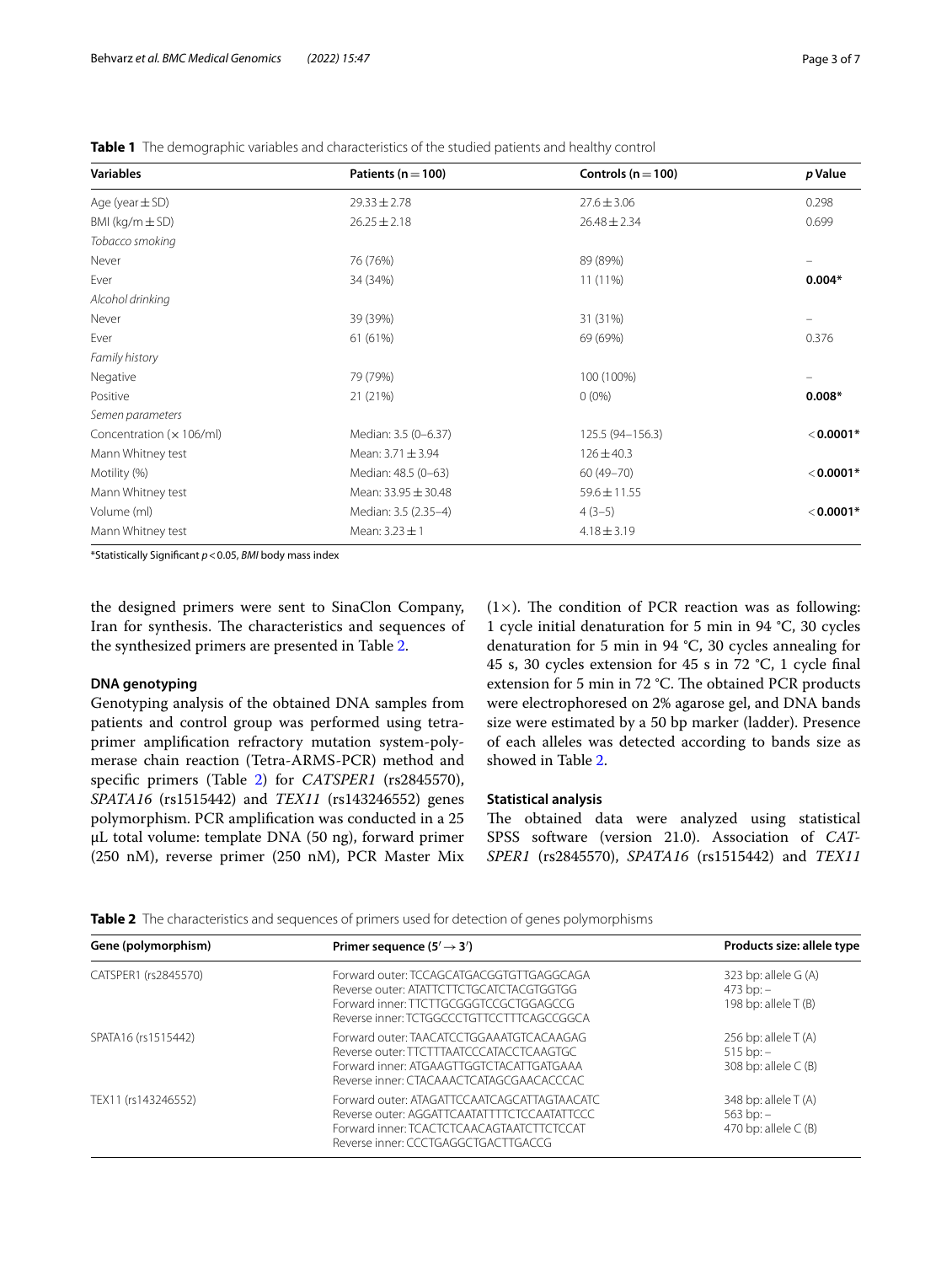**Table 1** The demographic variables and characteristics of the studied patients and healthy control

| Variables | Patients (n = 100) | Controls (n = 100) | *p* Value |
|---|---|---|---|
| Age (year ± SD) | 29.33 ± 2.78 | 27.6 ± 3.06 | 0.298 |
| BMI (kg/m ± SD) | 26.25 ± 2.18 | 26.48 ± 2.34 | 0.699 |
| *Tobacco smoking* | | | |
| Never | 76 (76%) | 89 (89%) | – |
| Ever | 34 (34%) | 11 (11%) | **0.004*** |
| *Alcohol drinking* | | | |
| Never | 39 (39%) | 31 (31%) | – |
| Ever | 61 (61%) | 69 (69%) | 0.376 |
| *Family history* | | | |
| Negative | 79 (79%) | 100 (100%) | – |
| Positive | 21 (21%) | 0 (0%) | **0.008*** |
| *Semen parameters* | | | |
| Concentration (× 106/ml) | Median: 3.5 (0–6.37) | 125.5 (94–156.3) | **< 0.0001*** |
| Mann Whitney test | Mean: 3.71 ± 3.94 | 126 ± 40.3 | |
| Motility (%) | Median: 48.5 (0–63) | 60 (49–70) | **< 0.0001*** |
| Mann Whitney test | Mean: 33.95 ± 30.48 | 59.6 ± 11.55 | |
| Volume (ml) | Median: 3.5 (2.35–4) | 4 (3–5) | **< 0.0001*** |
| Mann Whitney test | Mean: 3.23 ± 1 | 4.18 ± 3.19 | |

*Statistically Significant $p < 0.05$, *BMI* body mass index

the designed primers were sent to SinaClon Company, Iran for synthesis. The characteristics and sequences of the synthesized primers are presented in Table 2.

### DNA genotyping

Genotyping analysis of the obtained DNA samples from patients and control group was performed using tetra-primer amplification refractory mutation system-polymerase chain reaction (Tetra-ARMS-PCR) method and specific primers (Table 2) for *CATSPER1* (rs2845570), *SPATA16* (rs1515442) and *TEX11* (rs143246552) genes polymorphism. PCR amplification was conducted in a 25 µL total volume: template DNA (50 ng), forward primer (250 nM), reverse primer (250 nM), PCR Master Mix (1×). The condition of PCR reaction was as following: 1 cycle initial denaturation for 5 min in 94 °C, 30 cycles denaturation for 5 min in 94 °C, 30 cycles annealing for 45 s, 30 cycles extension for 45 s in 72 °C, 1 cycle final extension for 5 min in 72 °C. The obtained PCR products were electrophoresed on 2% agarose gel, and DNA bands size were estimated by a 50 bp marker (ladder). Presence of each alleles was detected according to bands size as showed in Table 2.

### Statistical analysis

The obtained data were analyzed using statistical SPSS software (version 21.0). Association of *CATSPER1* (rs2845570), *SPATA16* (rs1515442) and *TEX11*

**Table 2** The characteristics and sequences of primers used for detection of genes polymorphisms

| Gene (polymorphism) | Primer sequence (5′ → 3′) | Products size: allele type |
|---|---|---|
| CATSPER1 (rs2845570) | Forward outer: TCCAGCATGACGGTGTTGAGGCAGA<br>Reverse outer: ATATTCTTCTGCATCTACGTGGTGG<br>Forward inner: TTCTTGCGGGTCCGCTGGAGCCG<br>Reverse inner: TCTGGCCCTGTTCCTTTCAGCCGGCA | 323 bp: allele G (A)<br>473 bp: –<br>198 bp: allele T (B) |
| SPATA16 (rs1515442) | Forward outer: TAACATCCTGGAAATGTCACAAGAG<br>Reverse outer: TTCTTTAATCCCATACCTCAAGTGC<br>Forward inner: ATGAAGTTGGTCTACATTGATGAAA<br>Reverse inner: CTACAAACTCATAGCGAACACCCAC | 256 bp: allele T (A)<br>515 bp: –<br>308 bp: allele C (B) |
| TEX11 (rs143246552) | Forward outer: ATAGATTCCAATCAGCATTAGTAACATC<br>Reverse outer: AGGATTCAATATTTTCTCCAATATTCCC<br>Forward inner: TCACTCTCAACAGTAATCTTCTCCAT<br>Reverse inner: CCCTGAGGCTGACTTGACCG | 348 bp: allele T (A)<br>563 bp: –<br>470 bp: allele C (B) |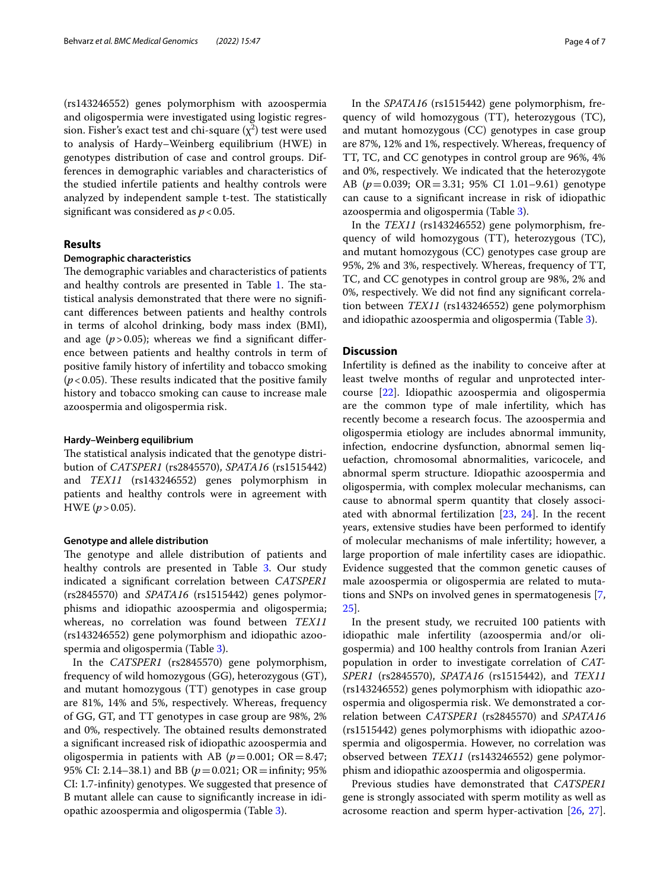(rs143246552) genes polymorphism with azoospermia and oligospermia were investigated using logistic regression. Fisher's exact test and chi-square ($\chi^2$) test were used to analysis of Hardy–Weinberg equilibrium (HWE) in genotypes distribution of case and control groups. Differences in demographic variables and characteristics of the studied infertile patients and healthy controls were analyzed by independent sample t-test. The statistically significant was considered as $p<0.05$.

## Results

### Demographic characteristics

The demographic variables and characteristics of patients and healthy controls are presented in Table 1. The statistical analysis demonstrated that there were no significant differences between patients and healthy controls in terms of alcohol drinking, body mass index (BMI), and age ($p>0.05$); whereas we find a significant difference between patients and healthy controls in term of positive family history of infertility and tobacco smoking ($p<0.05$). These results indicated that the positive family history and tobacco smoking can cause to increase male azoospermia and oligospermia risk.

### Hardy–Weinberg equilibrium

The statistical analysis indicated that the genotype distribution of *CATSPER1* (rs2845570), *SPATA16* (rs1515442) and *TEX11* (rs143246552) genes polymorphism in patients and healthy controls were in agreement with HWE ($p>0.05$).

### Genotype and allele distribution

The genotype and allele distribution of patients and healthy controls are presented in Table 3. Our study indicated a significant correlation between *CATSPER1* (rs2845570) and *SPATA16* (rs1515442) genes polymorphisms and idiopathic azoospermia and oligospermia; whereas, no correlation was found between *TEX11* (rs143246552) gene polymorphism and idiopathic azoospermia and oligospermia (Table 3).

In the *CATSPER1* (rs2845570) gene polymorphism, frequency of wild homozygous (GG), heterozygous (GT), and mutant homozygous (TT) genotypes in case group are 81%, 14% and 5%, respectively. Whereas, frequency of GG, GT, and TT genotypes in case group are 98%, 2% and 0%, respectively. The obtained results demonstrated a significant increased risk of idiopathic azoospermia and oligospermia in patients with AB ($p=0.001$; OR = 8.47; 95% CI: 2.14–38.1) and BB ($p=0.021$; OR = infinity; 95% CI: 1.7-infinity) genotypes. We suggested that presence of B mutant allele can cause to significantly increase in idiopathic azoospermia and oligospermia (Table 3).

In the *SPATA16* (rs1515442) gene polymorphism, frequency of wild homozygous (TT), heterozygous (TC), and mutant homozygous (CC) genotypes in case group are 87%, 12% and 1%, respectively. Whereas, frequency of TT, TC, and CC genotypes in control group are 96%, 4% and 0%, respectively. We indicated that the heterozygote AB ($p=0.039$; OR = 3.31; 95% CI 1.01–9.61) genotype can cause to a significant increase in risk of idiopathic azoospermia and oligospermia (Table 3).

In the *TEX11* (rs143246552) gene polymorphism, frequency of wild homozygous (TT), heterozygous (TC), and mutant homozygous (CC) genotypes case group are 95%, 2% and 3%, respectively. Whereas, frequency of TT, TC, and CC genotypes in control group are 98%, 2% and 0%, respectively. We did not find any significant correlation between *TEX11* (rs143246552) gene polymorphism and idiopathic azoospermia and oligospermia (Table 3).

## Discussion

Infertility is defined as the inability to conceive after at least twelve months of regular and unprotected intercourse [22]. Idiopathic azoospermia and oligospermia are the common type of male infertility, which has recently become a research focus. The azoospermia and oligospermia etiology are includes abnormal immunity, infection, endocrine dysfunction, abnormal semen liquefaction, chromosomal abnormalities, varicocele, and abnormal sperm structure. Idiopathic azoospermia and oligospermia, with complex molecular mechanisms, can cause to abnormal sperm quantity that closely associated with abnormal fertilization [23, 24]. In the recent years, extensive studies have been performed to identify of molecular mechanisms of male infertility; however, a large proportion of male infertility cases are idiopathic. Evidence suggested that the common genetic causes of male azoospermia or oligospermia are related to mutations and SNPs on involved genes in spermatogenesis [7, 25].

In the present study, we recruited 100 patients with idiopathic male infertility (azoospermia and/or oligospermia) and 100 healthy controls from Iranian Azeri population in order to investigate correlation of *CATSPER1* (rs2845570), *SPATA16* (rs1515442), and *TEX11* (rs143246552) genes polymorphism with idiopathic azoospermia and oligospermia risk. We demonstrated a correlation between *CATSPER1* (rs2845570) and *SPATA16* (rs1515442) genes polymorphisms with idiopathic azoospermia and oligospermia. However, no correlation was observed between *TEX11* (rs143246552) gene polymorphism and idiopathic azoospermia and oligospermia.

Previous studies have demonstrated that *CATSPER1* gene is strongly associated with sperm motility as well as acrosome reaction and sperm hyper-activation [26, 27].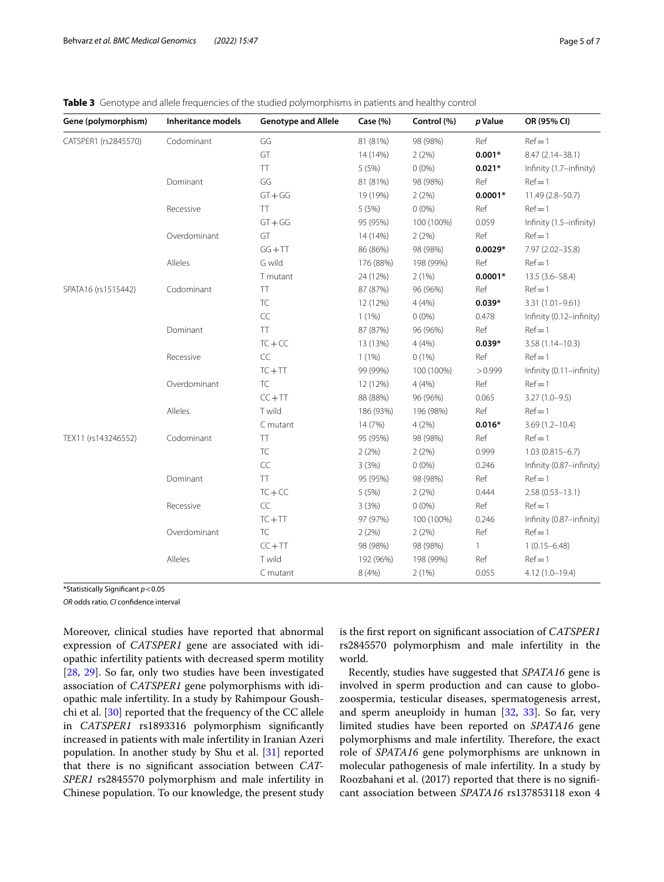**Table 3** Genotype and allele frequencies of the studied polymorphisms in patients and healthy control

| Gene (polymorphism) | Inheritance models | Genotype and Allele | Case (%) | Control (%) | *p* Value | OR (95% CI) |
|---|---|---|---|---|---|---|
| CATSPER1 (rs2845570) | Codominant | GG | 81 (81%) | 98 (98%) | Ref | Ref = 1 |
| | | GT | 14 (14%) | 2 (2%) | **0.001*** | 8.47 (2.14–38.1) |
| | | TT | 5 (5%) | 0 (0%) | **0.021*** | Infinity (1.7–infinity) |
| | Dominant | GG | 81 (81%) | 98 (98%) | Ref | Ref = 1 |
| | | GT + GG | 19 (19%) | 2 (2%) | **0.0001*** | 11.49 (2.8–50.7) |
| | Recessive | TT | 5 (5%) | 0 (0%) | Ref | Ref = 1 |
| | | GT + GG | 95 (95%) | 100 (100%) | 0.059 | Infinity (1.5–infinity) |
| | Overdominant | GT | 14 (14%) | 2 (2%) | Ref | Ref = 1 |
| | | GG + TT | 86 (86%) | 98 (98%) | **0.0029*** | 7.97 (2.02–35.8) |
| | Alleles | G wild | 176 (88%) | 198 (99%) | Ref | Ref = 1 |
| | | T mutant | 24 (12%) | 2 (1%) | **0.0001*** | 13.5 (3.6–58.4) |
| SPATA16 (rs1515442) | Codominant | TT | 87 (87%) | 96 (96%) | Ref | Ref = 1 |
| | | TC | 12 (12%) | 4 (4%) | **0.039*** | 3.31 (1.01–9.61) |
| | | CC | 1 (1%) | 0 (0%) | 0.478 | Infinity (0.12–infinity) |
| | Dominant | TT | 87 (87%) | 96 (96%) | Ref | Ref = 1 |
| | | TC + CC | 13 (13%) | 4 (4%) | **0.039*** | 3.58 (1.14–10.3) |
| | Recessive | CC | 1 (1%) | 0 (1%) | Ref | Ref = 1 |
| | | TC + TT | 99 (99%) | 100 (100%) | > 0.999 | Infinity (0.11–infinity) |
| | Overdominant | TC | 12 (12%) | 4 (4%) | Ref | Ref = 1 |
| | | CC + TT | 88 (88%) | 96 (96%) | 0.065 | 3.27 (1.0–9.5) |
| | Alleles | T wild | 186 (93%) | 196 (98%) | Ref | Ref = 1 |
| | | C mutant | 14 (7%) | 4 (2%) | **0.016*** | 3.69 (1.2–10.4) |
| TEX11 (rs143246552) | Codominant | TT | 95 (95%) | 98 (98%) | Ref | Ref = 1 |
| | | TC | 2 (2%) | 2 (2%) | 0.999 | 1.03 (0.815–6.7) |
| | | CC | 3 (3%) | 0 (0%) | 0.246 | Infinity (0.87–infinity) |
| | Dominant | TT | 95 (95%) | 98 (98%) | Ref | Ref = 1 |
| | | TC + CC | 5 (5%) | 2 (2%) | 0.444 | 2.58 (0.53–13.1) |
| | Recessive | CC | 3 (3%) | 0 (0%) | Ref | Ref = 1 |
| | | TC + TT | 97 (97%) | 100 (100%) | 0.246 | Infinity (0.87–infinity) |
| | Overdominant | TC | 2 (2%) | 2 (2%) | Ref | Ref = 1 |
| | | CC + TT | 98 (98%) | 98 (98%) | 1 | 1 (0.15–6.48) |
| | Alleles | T wild | 192 (96%) | 198 (99%) | Ref | Ref = 1 |
| | | C mutant | 8 (4%) | 2 (1%) | 0.055 | 4.12 (1.0–19.4) |

*Statistically Significant $p < 0.05$

*OR* odds ratio, *CI* confidence interval

Moreover, clinical studies have reported that abnormal expression of *CATSPER1* gene are associated with idiopathic infertility patients with decreased sperm motility [28, 29]. So far, only two studies have been investigated association of *CATSPER1* gene polymorphisms with idiopathic male infertility. In a study by Rahimpour Goushchi et al. [30] reported that the frequency of the CC allele in *CATSPER1* rs1893316 polymorphism significantly increased in patients with male infertility in Iranian Azeri population. In another study by Shu et al. [31] reported that there is no significant association between *CATSPER1* rs2845570 polymorphism and male infertility in Chinese population. To our knowledge, the present study is the first report on significant association of *CATSPER1* rs2845570 polymorphism and male infertility in the world.

Recently, studies have suggested that *SPATA16* gene is involved in sperm production and can cause to globozoospermia, testicular diseases, spermatogenesis arrest, and sperm aneuploidy in human [32, 33]. So far, very limited studies have been reported on *SPATA16* gene polymorphisms and male infertility. Therefore, the exact role of *SPATA16* gene polymorphisms are unknown in molecular pathogenesis of male infertility. In a study by Roozbahani et al. (2017) reported that there is no significant association between *SPATA16* rs137853118 exon 4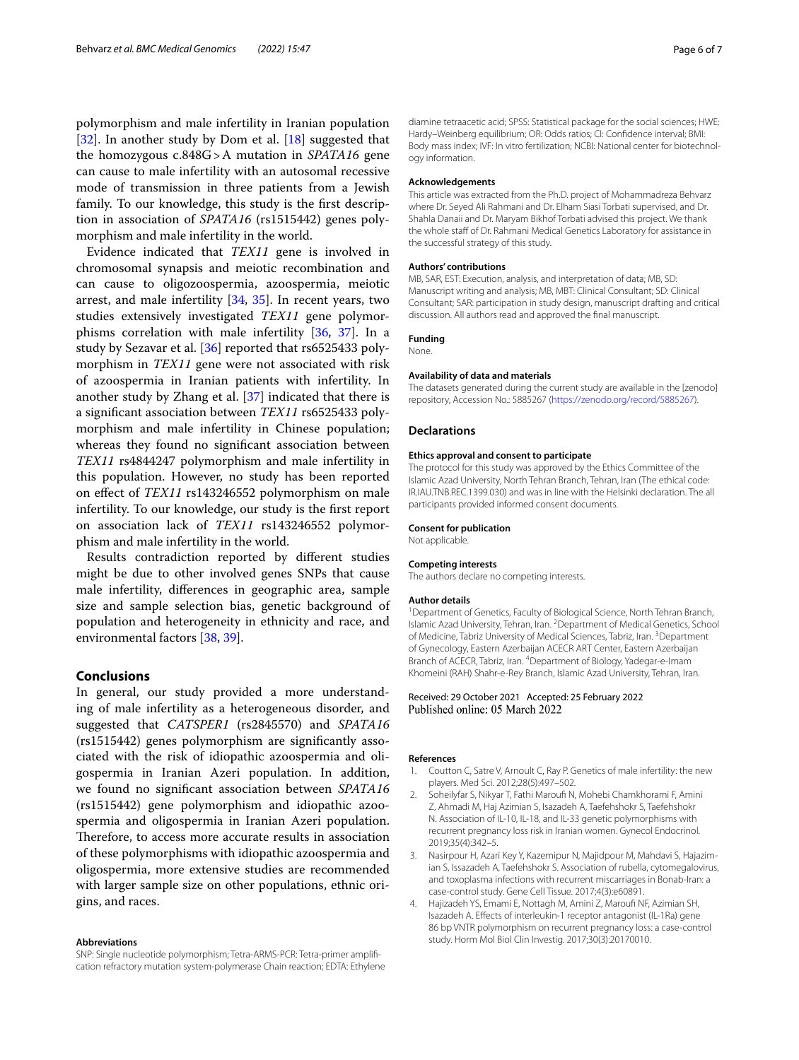polymorphism and male infertility in Iranian population [32]. In another study by Dom et al. [18] suggested that the homozygous c.848G > A mutation in *SPATA16* gene can cause to male infertility with an autosomal recessive mode of transmission in three patients from a Jewish family. To our knowledge, this study is the first description in association of *SPATA16* (rs1515442) genes polymorphism and male infertility in the world.

Evidence indicated that *TEX11* gene is involved in chromosomal synapsis and meiotic recombination and can cause to oligozoospermia, azoospermia, meiotic arrest, and male infertility [34, 35]. In recent years, two studies extensively investigated *TEX11* gene polymorphisms correlation with male infertility [36, 37]. In a study by Sezavar et al. [36] reported that rs6525433 polymorphism in *TEX11* gene were not associated with risk of azoospermia in Iranian patients with infertility. In another study by Zhang et al. [37] indicated that there is a significant association between *TEX11* rs6525433 polymorphism and male infertility in Chinese population; whereas they found no significant association between *TEX11* rs4844247 polymorphism and male infertility in this population. However, no study has been reported on effect of *TEX11* rs143246552 polymorphism on male infertility. To our knowledge, our study is the first report on association lack of *TEX11* rs143246552 polymorphism and male infertility in the world.

Results contradiction reported by different studies might be due to other involved genes SNPs that cause male infertility, differences in geographic area, sample size and sample selection bias, genetic background of population and heterogeneity in ethnicity and race, and environmental factors [38, 39].

## Conclusions

In general, our study provided a more understanding of male infertility as a heterogeneous disorder, and suggested that *CATSPER1* (rs2845570) and *SPATA16* (rs1515442) genes polymorphism are significantly associated with the risk of idiopathic azoospermia and oligospermia in Iranian Azeri population. In addition, we found no significant association between *SPATA16* (rs1515442) gene polymorphism and idiopathic azoospermia and oligospermia in Iranian Azeri population. Therefore, to access more accurate results in association of these polymorphisms with idiopathic azoospermia and oligospermia, more extensive studies are recommended with larger sample size on other populations, ethnic origins, and races.

#### Abbreviations

SNP: Single nucleotide polymorphism; Tetra-ARMS-PCR: Tetra-primer amplification refractory mutation system-polymerase Chain reaction; EDTA: Ethylene diamine tetraacetic acid; SPSS: Statistical package for the social sciences; HWE: Hardy–Weinberg equilibrium; OR: Odds ratios; CI: Confidence interval; BMI: Body mass index; IVF: In vitro fertilization; NCBI: National center for biotechnology information.

#### Acknowledgements

This article was extracted from the Ph.D. project of Mohammadreza Behvarz where Dr. Seyed Ali Rahmani and Dr. Elham Siasi Torbati supervised, and Dr. Shahla Danaii and Dr. Maryam Bikhof Torbati advised this project. We thank the whole staff of Dr. Rahmani Medical Genetics Laboratory for assistance in the successful strategy of this study.

#### Authors' contributions

MB, SAR, EST: Execution, analysis, and interpretation of data; MB, SD: Manuscript writing and analysis; MB, MBT: Clinical Consultant; SD: Clinical Consultant; SAR: participation in study design, manuscript drafting and critical discussion. All authors read and approved the final manuscript.

#### Funding

None.

#### Availability of data and materials

The datasets generated during the current study are available in the [zenodo] repository, Accession No.: 5885267 (https://zenodo.org/record/5885267).

## Declarations

#### Ethics approval and consent to participate

The protocol for this study was approved by the Ethics Committee of the Islamic Azad University, North Tehran Branch, Tehran, Iran (The ethical code: IR.IAU.TNB.REC.1399.030) and was in line with the Helsinki declaration. The all participants provided informed consent documents.

#### Consent for publication

Not applicable.

#### Competing interests

The authors declare no competing interests.

#### Author details

[1]Department of Genetics, Faculty of Biological Science, North Tehran Branch, Islamic Azad University, Tehran, Iran. [2]Department of Medical Genetics, School of Medicine, Tabriz University of Medical Sciences, Tabriz, Iran. [3]Department of Gynecology, Eastern Azerbaijan ACECR ART Center, Eastern Azerbaijan Branch of ACECR, Tabriz, Iran. [4]Department of Biology, Yadegar-e-Imam Khomeini (RAH) Shahr-e-Rey Branch, Islamic Azad University, Tehran, Iran.

Received: 29 October 2021 Accepted: 25 February 2022
Published online: 05 March 2022

#### References

1. Coutton C, Satre V, Arnoult C, Ray P. Genetics of male infertility: the new players. Med Sci. 2012;28(5):497–502.
2. Soheilyfar S, Nikyar T, Fathi Maroufi N, Mohebi Chamkhorami F, Amini Z, Ahmadi M, Haj Azimian S, Isazadeh A, Taefehshokr S, Taefehshokr N. Association of IL-10, IL-18, and IL-33 genetic polymorphisms with recurrent pregnancy loss risk in Iranian women. Gynecol Endocrinol. 2019;35(4):342–5.
3. Nasirpour H, Azari Key Y, Kazemipur N, Majidpour M, Mahdavi S, Hajazimian S, Issazadeh A, Taefehshokr S. Association of rubella, cytomegalovirus, and toxoplasma infections with recurrent miscarriages in Bonab-Iran: a case-control study. Gene Cell Tissue. 2017;4(3):e60891.
4. Hajizadeh YS, Emami E, Nottagh M, Amini Z, Maroufi NF, Azimian SH, Isazadeh A. Effects of interleukin-1 receptor antagonist (IL-1Ra) gene 86 bp VNTR polymorphism on recurrent pregnancy loss: a case-control study. Horm Mol Biol Clin Investig. 2017;30(3):20170010.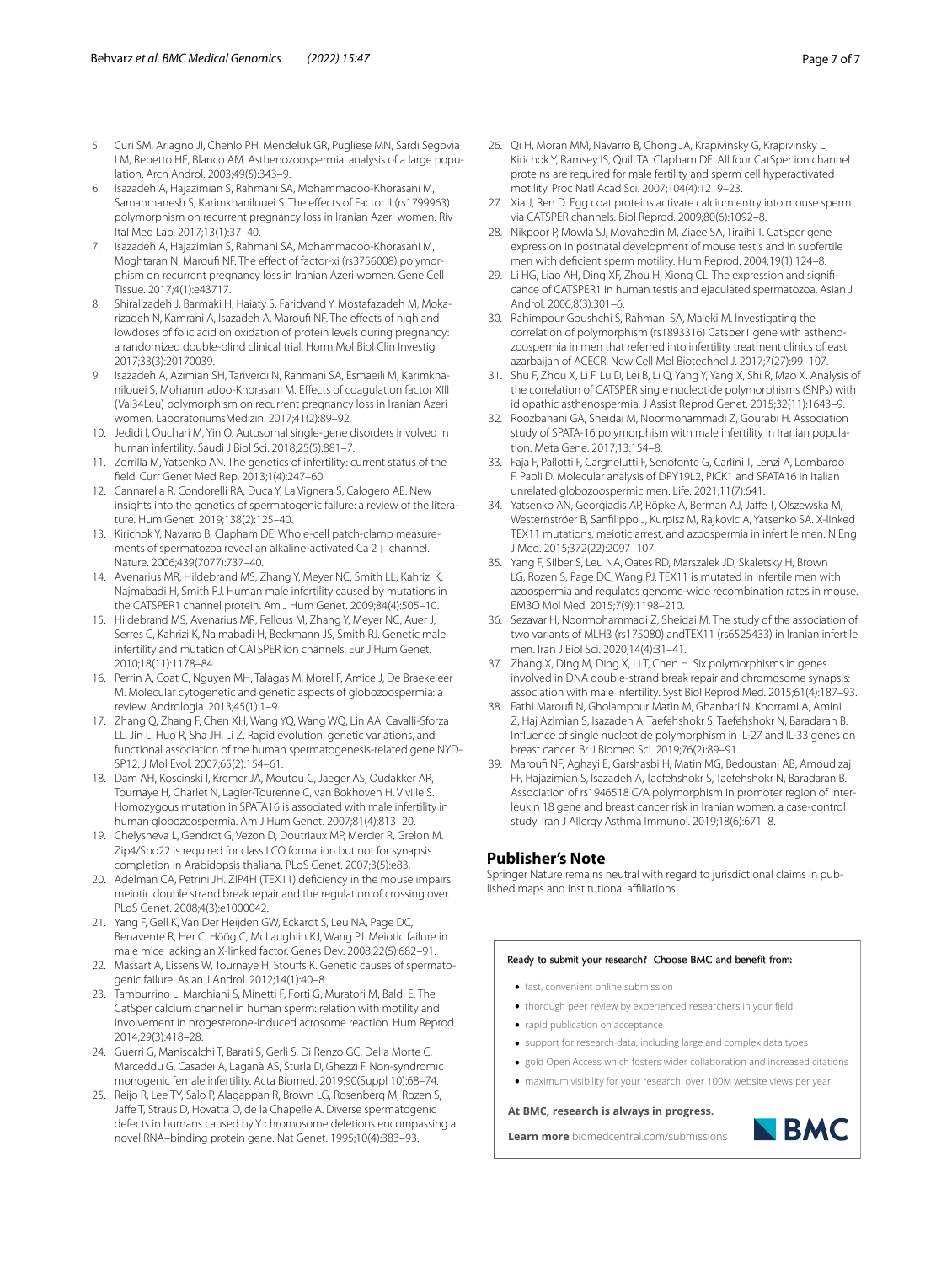5. Curi SM, Ariagno JI, Chenlo PH, Mendeluk GR, Pugliese MN, Sardi Segovia LM, Repetto HE, Blanco AM. Asthenozoospermia: analysis of a large population. Arch Androl. 2003;49(5):343–9.
6. Isazadeh A, Hajazimian S, Rahmani SA, Mohammadoo-Khorasani M, Samanmanesh S, Karimkhanilouei S. The effects of Factor II (rs1799963) polymorphism on recurrent pregnancy loss in Iranian Azeri women. Riv Ital Med Lab. 2017;13(1):37–40.
7. Isazadeh A, Hajazimian S, Rahmani SA, Mohammadoo-Khorasani M, Moghtaran N, Maroufi NF. The effect of factor-xi (rs3756008) polymorphism on recurrent pregnancy loss in Iranian Azeri women. Gene Cell Tissue. 2017;4(1):e43717.
8. Shiralizadeh J, Barmaki H, Haiaty S, Faridvand Y, Mostafazadeh M, Mokarizadeh N, Kamrani A, Isazadeh A, Maroufi NF. The effects of high and lowdoses of folic acid on oxidation of protein levels during pregnancy: a randomized double-blind clinical trial. Horm Mol Biol Clin Investig. 2017;33(3):20170039.
9. Isazadeh A, Azimian SH, Tariverdi N, Rahmani SA, Esmaeili M, Karimkhanilouei S, Mohammadoo-Khorasani M. Effects of coagulation factor XIII (Val34Leu) polymorphism on recurrent pregnancy loss in Iranian Azeri women. LaboratoriumsMedizin. 2017;41(2):89–92.
10. Jedidi I, Ouchari M, Yin Q. Autosomal single-gene disorders involved in human infertility. Saudi J Biol Sci. 2018;25(5):881–7.
11. Zorrilla M, Yatsenko AN. The genetics of infertility: current status of the field. Curr Genet Med Rep. 2013;1(4):247–60.
12. Cannarella R, Condorelli RA, Duca Y, La Vignera S, Calogero AE. New insights into the genetics of spermatogenic failure: a review of the literature. Hum Genet. 2019;138(2):125–40.
13. Kirichok Y, Navarro B, Clapham DE. Whole-cell patch-clamp measurements of spermatozoa reveal an alkaline-activated Ca 2+ channel. Nature. 2006;439(7077):737–40.
14. Avenarius MR, Hildebrand MS, Zhang Y, Meyer NC, Smith LL, Kahrizi K, Najmabadi H, Smith RJ. Human male infertility caused by mutations in the CATSPER1 channel protein. Am J Hum Genet. 2009;84(4):505–10.
15. Hildebrand MS, Avenarius MR, Fellous M, Zhang Y, Meyer NC, Auer J, Serres C, Kahrizi K, Najmabadi H, Beckmann JS, Smith RJ. Genetic male infertility and mutation of CATSPER ion channels. Eur J Hum Genet. 2010;18(11):1178–84.
16. Perrin A, Coat C, Nguyen MH, Talagas M, Morel F, Amice J, De Braekeleer M. Molecular cytogenetic and genetic aspects of globozoospermia: a review. Andrologia. 2013;45(1):1–9.
17. Zhang Q, Zhang F, Chen XH, Wang YQ, Wang WQ, Lin AA, Cavalli-Sforza LL, Jin L, Huo R, Sha JH, Li Z. Rapid evolution, genetic variations, and functional association of the human spermatogenesis-related gene NYD-SP12. J Mol Evol. 2007;65(2):154–61.
18. Dam AH, Koscinski I, Kremer JA, Moutou C, Jaeger AS, Oudakker AR, Tournaye H, Charlet N, Lagier-Tourenne C, van Bokhoven H, Viville S. Homozygous mutation in SPATA16 is associated with male infertility in human globozoospermia. Am J Hum Genet. 2007;81(4):813–20.
19. Chelysheva L, Gendrot G, Vezon D, Doutriaux MP, Mercier R, Grelon M. Zip4/Spo22 is required for class I CO formation but not for synapsis completion in Arabidopsis thaliana. PLoS Genet. 2007;3(5):e83.
20. Adelman CA, Petrini JH. ZIP4H (TEX11) deficiency in the mouse impairs meiotic double strand break repair and the regulation of crossing over. PLoS Genet. 2008;4(3):e1000042.
21. Yang F, Gell K, Van Der Heijden GW, Eckardt S, Leu NA, Page DC, Benavente R, Her C, Höög C, McLaughlin KJ, Wang PJ. Meiotic failure in male mice lacking an X-linked factor. Genes Dev. 2008;22(5):682–91.
22. Massart A, Lissens W, Tournaye H, Stouffs K. Genetic causes of spermatogenic failure. Asian J Androl. 2012;14(1):40–8.
23. Tamburrino L, Marchiani S, Minetti F, Forti G, Muratori M, Baldi E. The CatSper calcium channel in human sperm: relation with motility and involvement in progesterone-induced acrosome reaction. Hum Reprod. 2014;29(3):418–28.
24. Guerri G, Maniscalchi T, Barati S, Gerli S, Di Renzo GC, Della Morte C, Marceddu G, Casadei A, Laganà AS, Sturla D, Ghezzi F. Non-syndromic monogenic female infertility. Acta Biomed. 2019;90(Suppl 10):68–74.
25. Reijo R, Lee TY, Salo P, Alagappan R, Brown LG, Rosenberg M, Rozen S, Jaffe T, Straus D, Hovatta O, de la Chapelle A. Diverse spermatogenic defects in humans caused by Y chromosome deletions encompassing a novel RNA–binding protein gene. Nat Genet. 1995;10(4):383–93.
26. Qi H, Moran MM, Navarro B, Chong JA, Krapivinsky G, Krapivinsky L, Kirichok Y, Ramsey IS, Quill TA, Clapham DE. All four CatSper ion channel proteins are required for male fertility and sperm cell hyperactivated motility. Proc Natl Acad Sci. 2007;104(4):1219–23.
27. Xia J, Ren D. Egg coat proteins activate calcium entry into mouse sperm via CATSPER channels. Biol Reprod. 2009;80(6):1092–8.
28. Nikpoor P, Mowla SJ, Movahedin M, Ziaee SA, Tiraihi T. CatSper gene expression in postnatal development of mouse testis and in subfertile men with deficient sperm motility. Hum Reprod. 2004;19(1):124–8.
29. Li HG, Liao AH, Ding XF, Zhou H, Xiong CL. The expression and significance of CATSPER1 in human testis and ejaculated spermatozoa. Asian J Androl. 2006;8(3):301–6.
30. Rahimpour Goushchi S, Rahmani SA, Maleki M. Investigating the correlation of polymorphism (rs1893316) Catsper1 gene with asthenozoospermia in men that referred into infertility treatment clinics of east azarbaijan of ACECR. New Cell Mol Biotechnol J. 2017;7(27):99–107.
31. Shu F, Zhou X, Li F, Lu D, Lei B, Li Q, Yang Y, Yang X, Shi R, Mao X. Analysis of the correlation of CATSPER single nucleotide polymorphisms (SNPs) with idiopathic asthenospermia. J Assist Reprod Genet. 2015;32(11):1643–9.
32. Roozbahani GA, Sheidai M, Noormohammadi Z, Gourabi H. Association study of SPATA-16 polymorphism with male infertility in Iranian population. Meta Gene. 2017;13:154–8.
33. Faja F, Pallotti F, Cargnelutti F, Senofonte G, Carlini T, Lenzi A, Lombardo F, Paoli D. Molecular analysis of DPY19L2, PICK1 and SPATA16 in Italian unrelated globozoospermic men. Life. 2021;11(7):641.
34. Yatsenko AN, Georgiadis AP, Röpke A, Berman AJ, Jaffe T, Olszewska M, Westernströer B, Sanfilippo J, Kurpisz M, Rajkovic A, Yatsenko SA. X-linked TEX11 mutations, meiotic arrest, and azoospermia in infertile men. N Engl J Med. 2015;372(22):2097–107.
35. Yang F, Silber S, Leu NA, Oates RD, Marszalek JD, Skaletsky H, Brown LG, Rozen S, Page DC, Wang PJ. TEX11 is mutated in infertile men with azoospermia and regulates genome-wide recombination rates in mouse. EMBO Mol Med. 2015;7(9):1198–210.
36. Sezavar H, Noormohammadi Z, Sheidai M. The study of the association of two variants of MLH3 (rs175080) andTEX11 (rs6525433) in Iranian infertile men. Iran J Biol Sci. 2020;14(4):31–41.
37. Zhang X, Ding M, Ding X, Li T, Chen H. Six polymorphisms in genes involved in DNA double-strand break repair and chromosome synapsis: association with male infertility. Syst Biol Reprod Med. 2015;61(4):187–93.
38. Fathi Maroufi N, Gholampour Matin M, Ghanbari N, Khorrami A, Amini Z, Haj Azimian S, Isazadeh A, Taefehshokr S, Taefehshokr N, Baradaran B. Influence of single nucleotide polymorphism in IL-27 and IL-33 genes on breast cancer. Br J Biomed Sci. 2019;76(2):89–91.
39. Maroufi NF, Aghayi E, Garshasbi H, Matin MG, Bedoustani AB, Amoudizaj FF, Hajazimian S, Isazadeh A, Taefehshokr S, Taefehshokr N, Baradaran B. Association of rs1946518 C/A polymorphism in promoter region of interleukin 18 gene and breast cancer risk in Iranian women: a case-control study. Iran J Allergy Asthma Immunol. 2019;18(6):671–8.

## Publisher's Note

Springer Nature remains neutral with regard to jurisdictional claims in published maps and institutional affiliations.

Ready to submit your research? Choose BMC and benefit from:

- fast, convenient online submission
- thorough peer review by experienced researchers in your field
- rapid publication on acceptance
- support for research data, including large and complex data types
- gold Open Access which fosters wider collaboration and increased citations
- maximum visibility for your research: over 100M website views per year

**At BMC, research is always in progress.**

**Learn more** biomedcentral.com/submissions